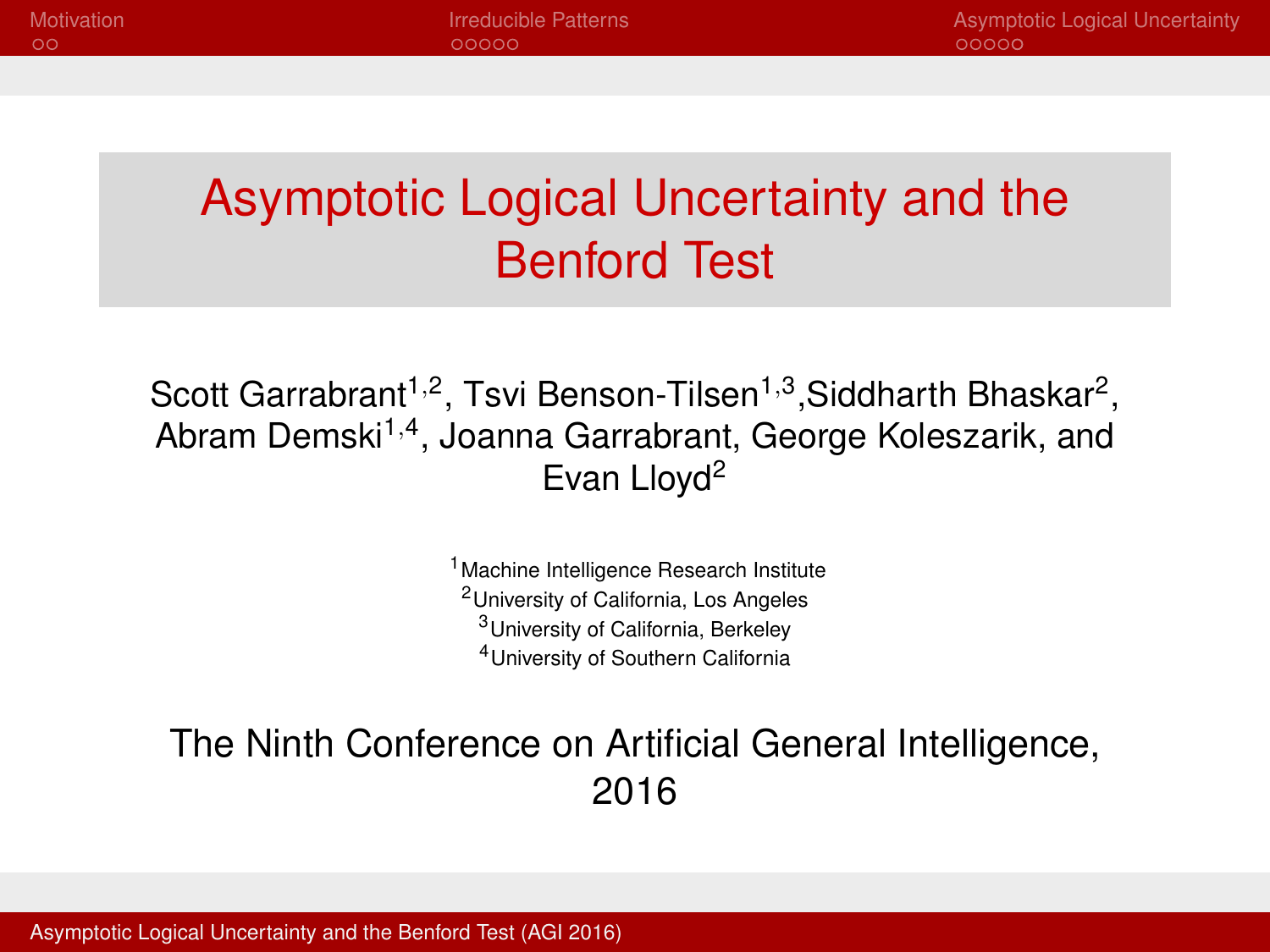# Asymptotic Logical Uncertainty and the Benford Test

Scott Garrabrant[1,2], Tsvi Benson-Tilsen[1,3], Siddharth Bhaskar[2], Abram Demski[1,4], Joanna Garrabrant, George Koleszarik, and Evan Lloyd[2]

[1] Machine Intelligence Research Institute
[2] University of California, Los Angeles
[3] University of California, Berkeley
[4] University of Southern California

The Ninth Conference on Artificial General Intelligence, 2016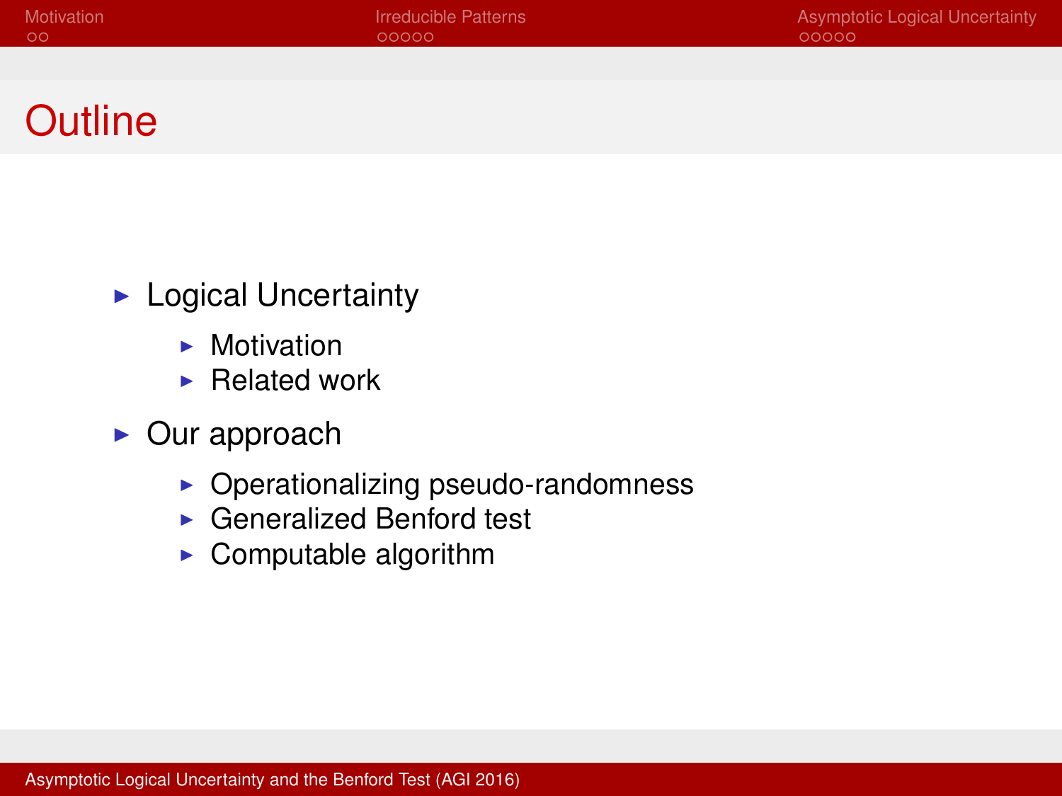# Outline

- Logical Uncertainty
  - Motivation
  - Related work
- Our approach
  - Operationalizing pseudo-randomness
  - Generalized Benford test
  - Computable algorithm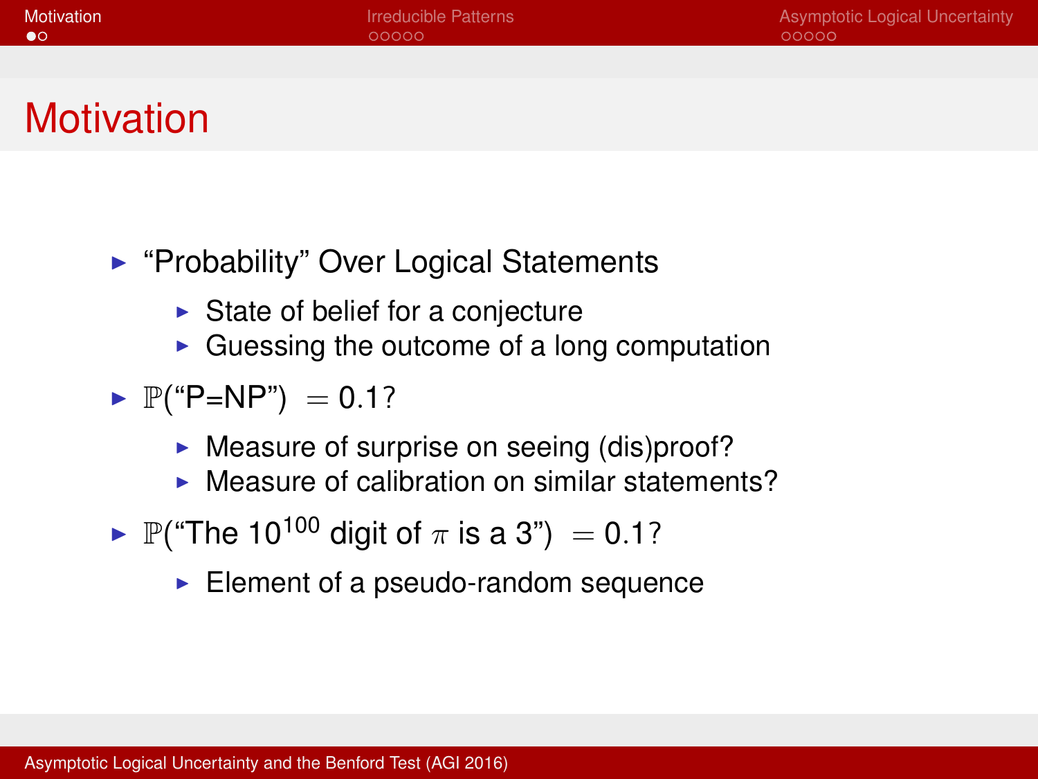# Motivation

- "Probability" Over Logical Statements
  - State of belief for a conjecture
  - Guessing the outcome of a long computation
- $\mathbb{P}$("P=NP") $= 0.1$?
  - Measure of surprise on seeing (dis)proof?
  - Measure of calibration on similar statements?
- $\mathbb{P}$("The $10^{100}$ digit of $\pi$ is a 3") $= 0.1$?
  - Element of a pseudo-random sequence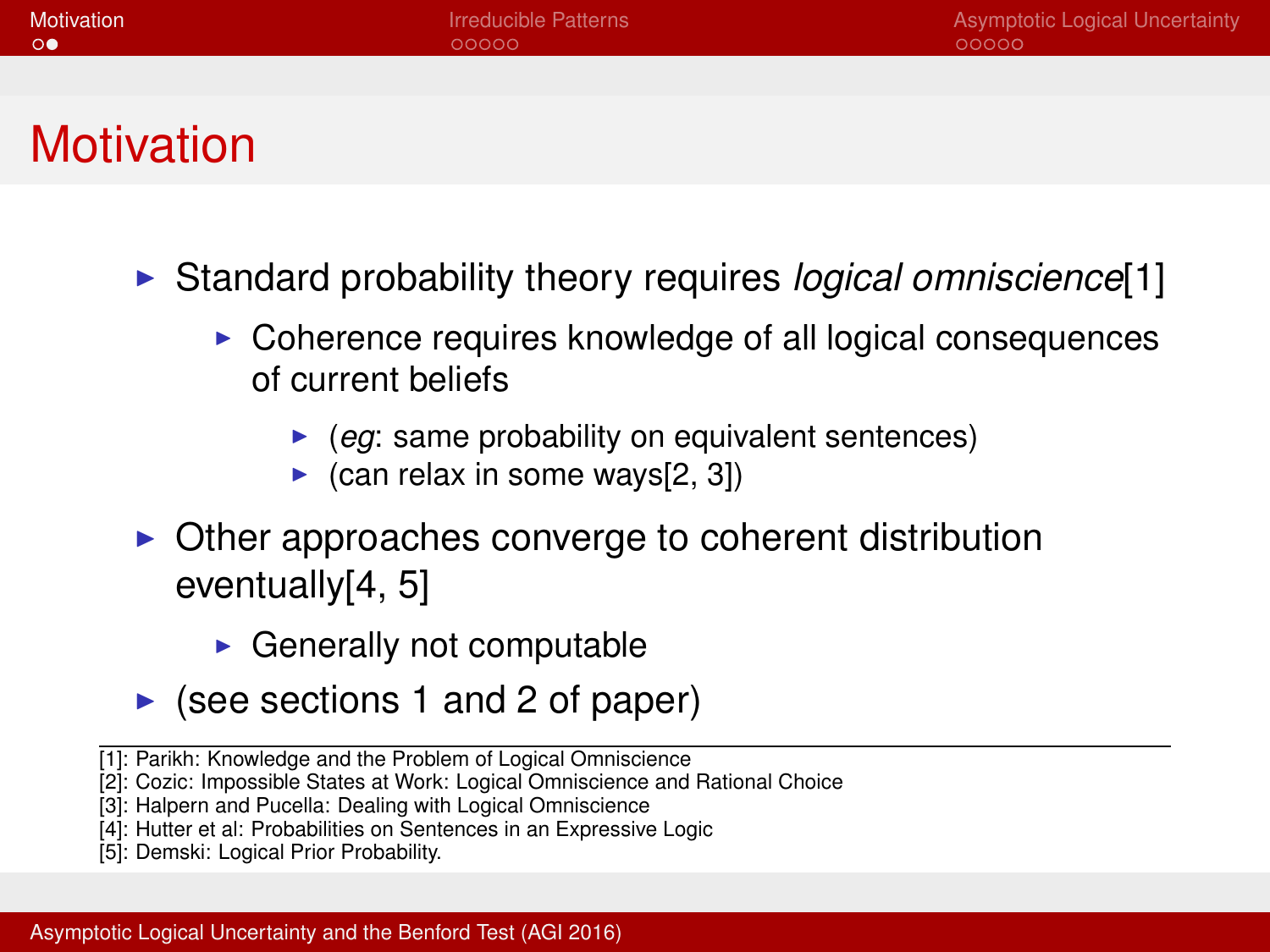# Motivation

- Standard probability theory requires *logical omniscience*[1]
  - Coherence requires knowledge of all logical consequences of current beliefs
    - (*eg*: same probability on equivalent sentences)
    - (can relax in some ways[2, 3])
- Other approaches converge to coherent distribution eventually[4, 5]
  - Generally not computable
- (see sections 1 and 2 of paper)

---

[1]: Parikh: Knowledge and the Problem of Logical Omniscience
[2]: Cozic: Impossible States at Work: Logical Omniscience and Rational Choice
[3]: Halpern and Pucella: Dealing with Logical Omniscience
[4]: Hutter et al: Probabilities on Sentences in an Expressive Logic
[5]: Demski: Logical Prior Probability.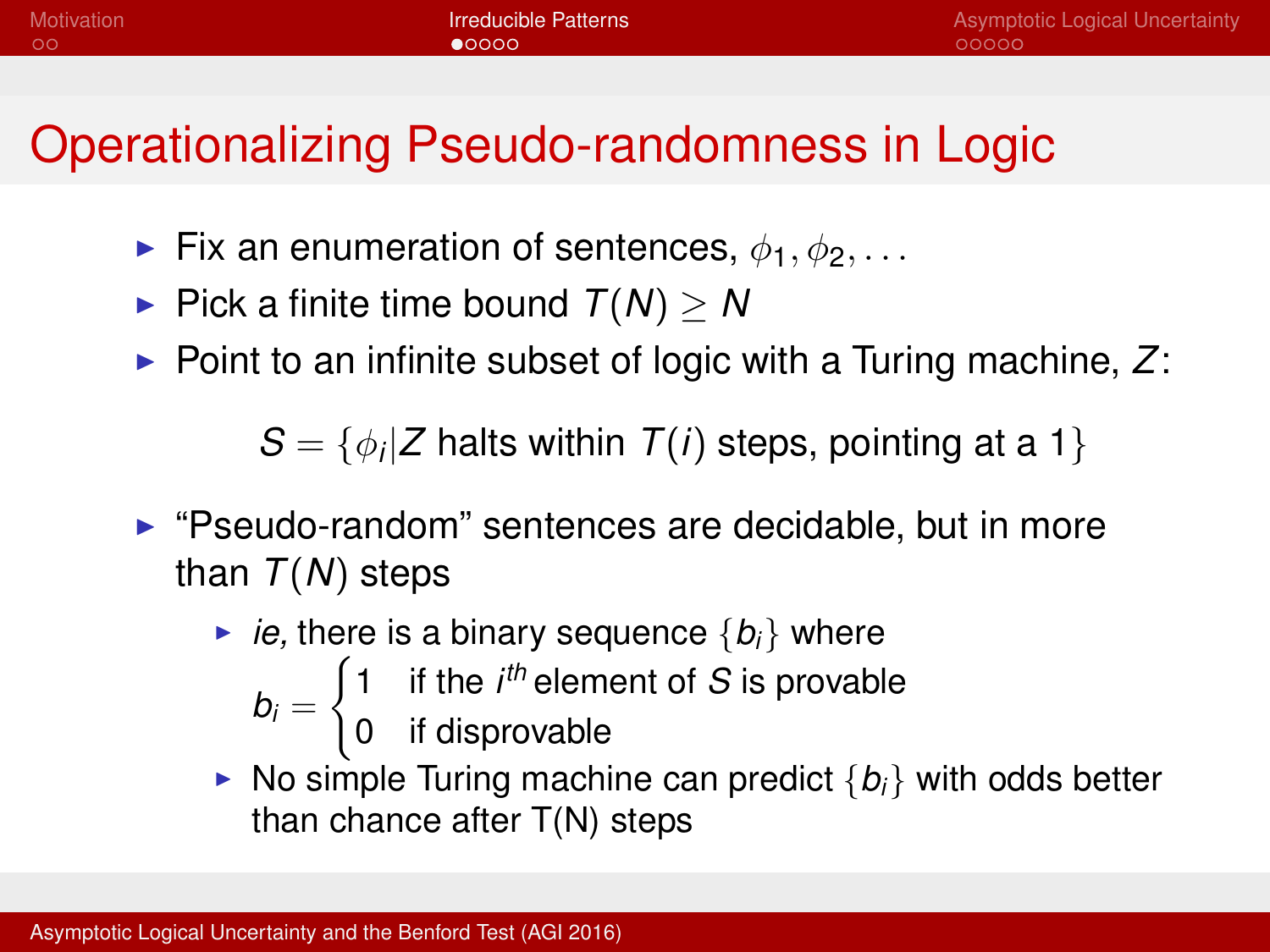# Operationalizing Pseudo-randomness in Logic

- Fix an enumeration of sentences, $\phi_1, \phi_2, \ldots$
- Pick a finite time bound $T(N) \geq N$
- Point to an infinite subset of logic with a Turing machine, $Z$:

$$S = \{\phi_i | Z \text{ halts within } T(i) \text{ steps, pointing at a } 1\}$$

- "Pseudo-random" sentences are decidable, but in more than $T(N)$ steps
  - *ie,* there is a binary sequence $\{b_i\}$ where
    $$b_i = \begin{cases} 1 & \text{if the } i^{th} \text{ element of } S \text{ is provable} \\ 0 & \text{if disprovable} \end{cases}$$
  - No simple Turing machine can predict $\{b_i\}$ with odds better than chance after T(N) steps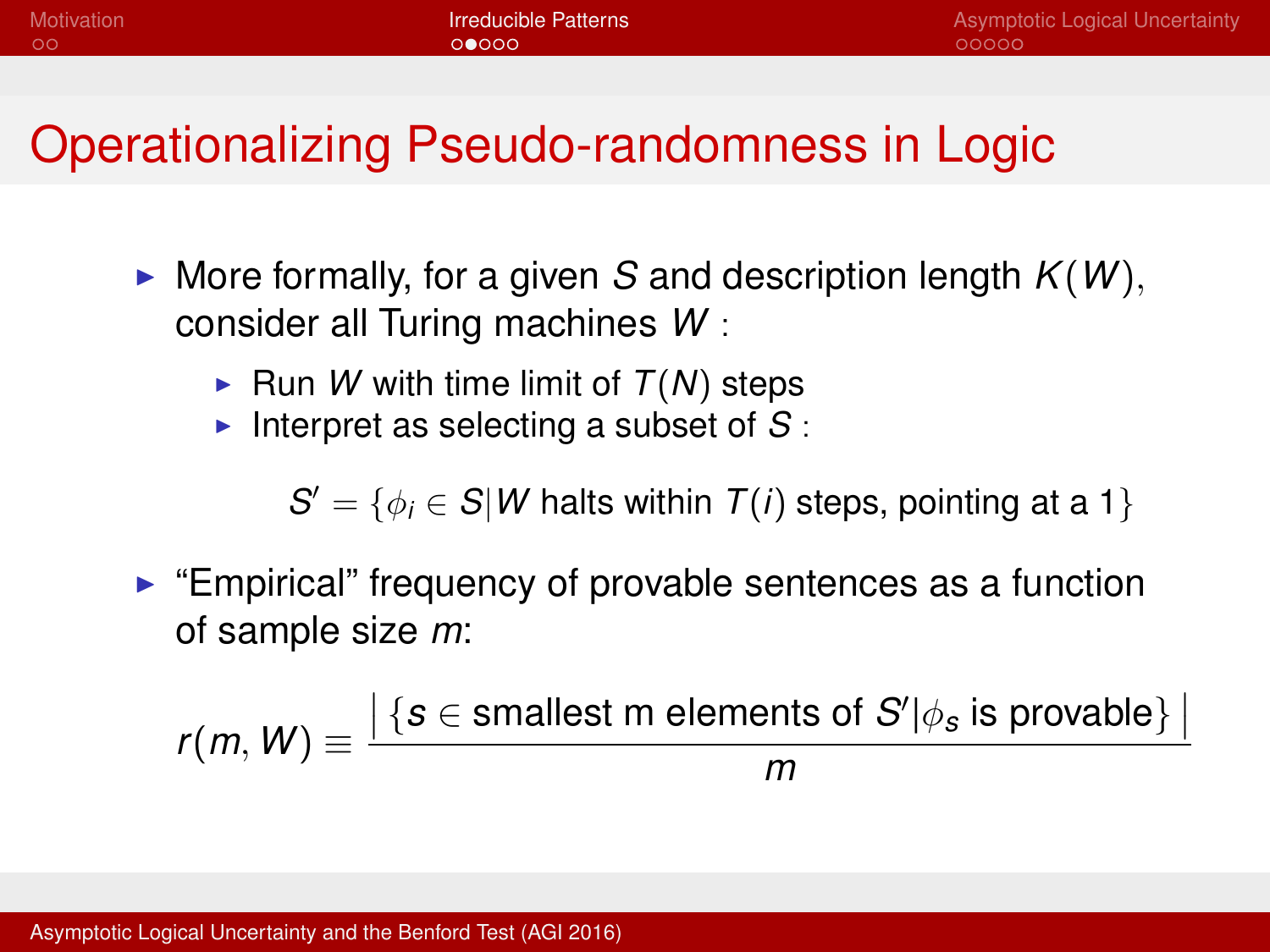# Operationalizing Pseudo-randomness in Logic

- More formally, for a given $S$ and description length $K(W)$, consider all Turing machines $W$ :
  - Run $W$ with time limit of $T(N)$ steps
  - Interpret as selecting a subset of $S$ :

$$S' = \{\phi_i \in S | W \text{ halts within } T(i) \text{ steps, pointing at a 1}\}$$

- "Empirical" frequency of provable sentences as a function of sample size $m$:

$$r(m, W) \equiv \frac{\left| \{s \in \text{smallest m elements of } S' | \phi_s \text{ is provable}\} \right|}{m}$$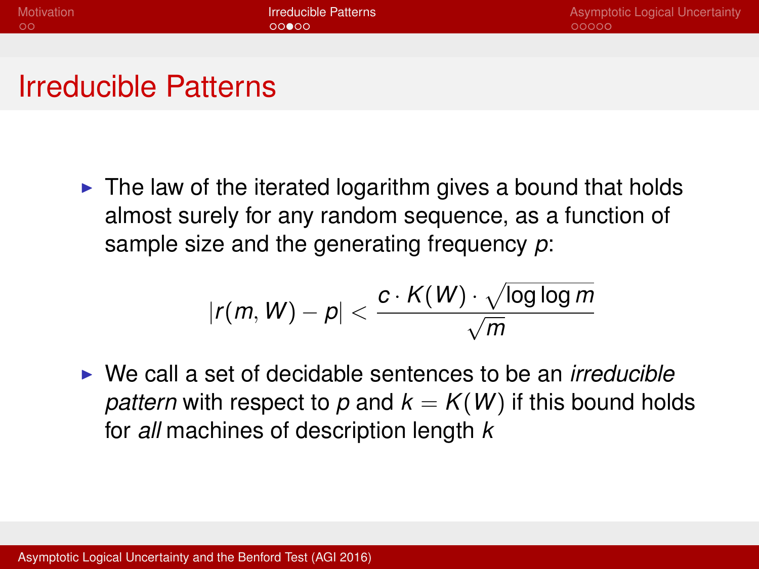# Irreducible Patterns

- The law of the iterated logarithm gives a bound that holds almost surely for any random sequence, as a function of sample size and the generating frequency $p$:

$$|r(m, W) - p| < \frac{c \cdot K(W) \cdot \sqrt{\log \log m}}{\sqrt{m}}$$

- We call a set of decidable sentences to be an *irreducible pattern* with respect to $p$ and $k = K(W)$ if this bound holds for *all* machines of description length $k$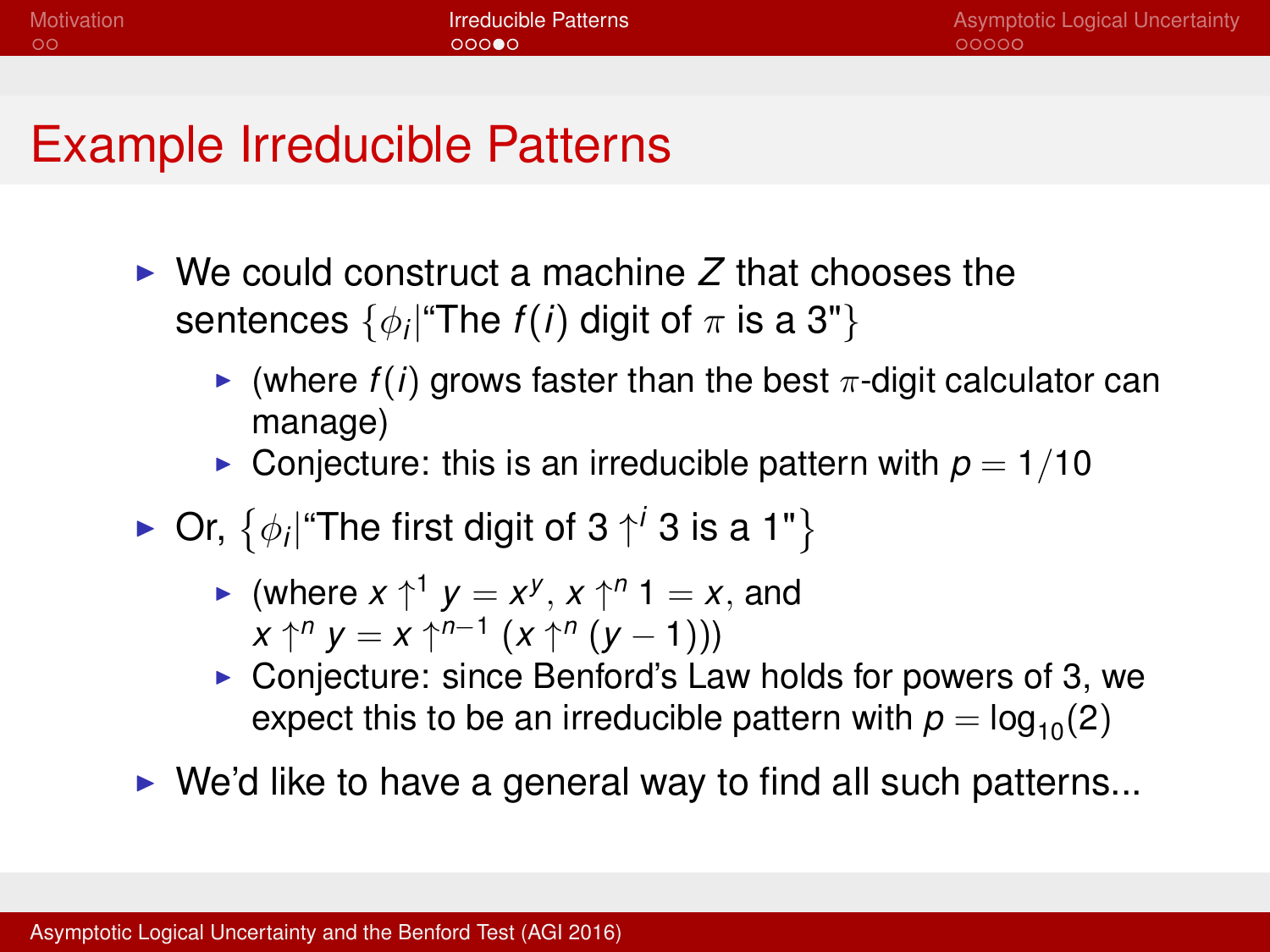# Example Irreducible Patterns

- We could construct a machine $Z$ that chooses the sentences $\{\phi_i | \text{"The } f(i) \text{ digit of } \pi \text{ is a 3"}\}$
  - (where $f(i)$ grows faster than the best $\pi$-digit calculator can manage)
  - Conjecture: this is an irreducible pattern with $p = 1/10$
- Or, $\left\{\phi_i | \text{"The first digit of } 3 \uparrow^i 3 \text{ is a 1"}\right\}$
  - (where $x \uparrow^1 y = x^y$, $x \uparrow^n 1 = x$, and $x \uparrow^n y = x \uparrow^{n-1} (x \uparrow^n (y - 1)))$
  - Conjecture: since Benford's Law holds for powers of 3, we expect this to be an irreducible pattern with $p = \log_{10}(2)$
- We'd like to have a general way to find all such patterns...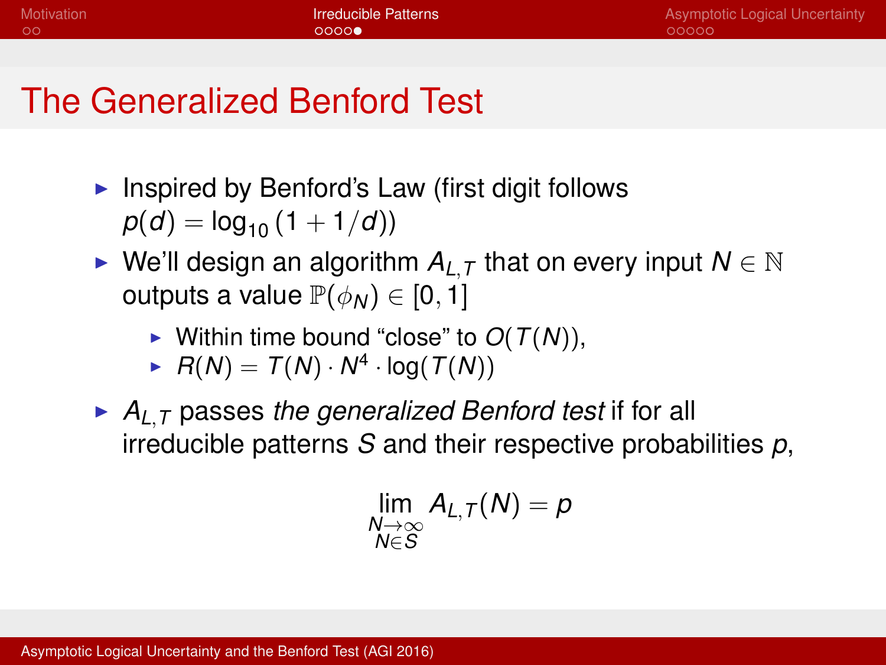# The Generalized Benford Test

- Inspired by Benford's Law (first digit follows $p(d) = \log_{10}(1 + 1/d)$)
- We'll design an algorithm $A_{L,T}$ that on every input $N \in \mathbb{N}$ outputs a value $\mathbb{P}(\phi_N) \in [0, 1]$
  - Within time bound "close" to $O(T(N))$,
  - $R(N) = T(N) \cdot N^4 \cdot \log(T(N))$
- $A_{L,T}$ passes *the generalized Benford test* if for all irreducible patterns $S$ and their respective probabilities $p$,

$$\lim_{\substack{N \to \infty \\ N \in S}} A_{L,T}(N) = p$$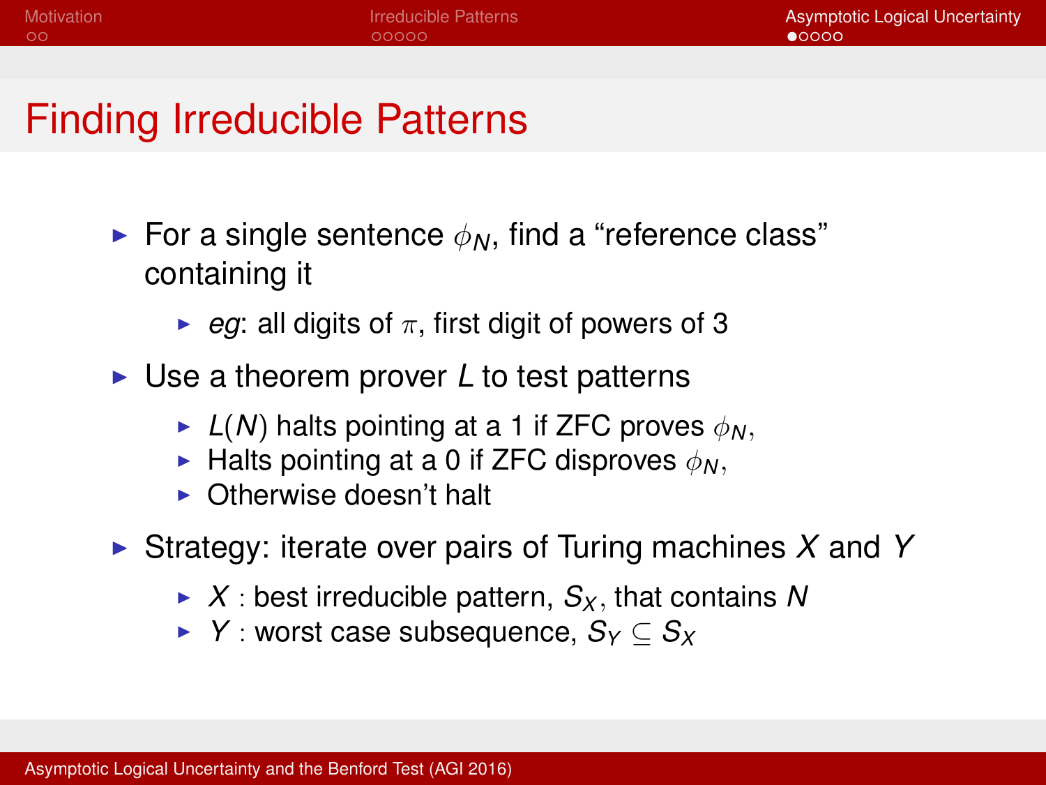# Finding Irreducible Patterns

- For a single sentence $\phi_N$, find a "reference class" containing it
  - *eg*: all digits of $\pi$, first digit of powers of 3
- Use a theorem prover $L$ to test patterns
  - $L(N)$ halts pointing at a 1 if ZFC proves $\phi_N$,
  - Halts pointing at a 0 if ZFC disproves $\phi_N$,
  - Otherwise doesn't halt
- Strategy: iterate over pairs of Turing machines $X$ and $Y$
  - $X$ : best irreducible pattern, $S_X$, that contains $N$
  - $Y$ : worst case subsequence, $S_Y \subseteq S_X$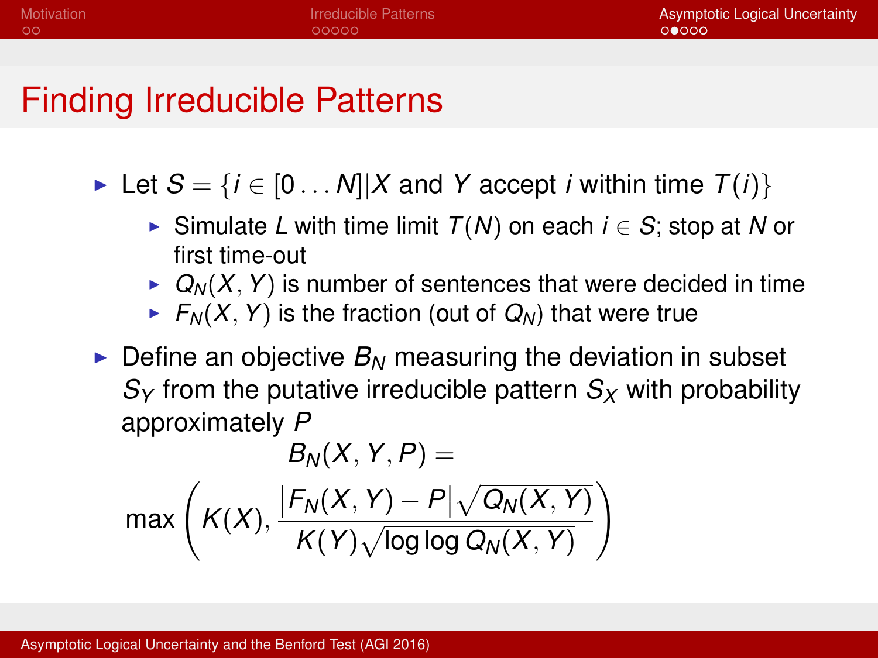# Finding Irreducible Patterns

- Let $S = \{i \in [0 \ldots N] | X \text{ and } Y \text{ accept } i \text{ within time } T(i)\}$
  - Simulate $L$ with time limit $T(N)$ on each $i \in S$; stop at $N$ or first time-out
  - $Q_N(X, Y)$ is number of sentences that were decided in time
  - $F_N(X, Y)$ is the fraction (out of $Q_N$) that were true
- Define an objective $B_N$ measuring the deviation in subset $S_Y$ from the putative irreducible pattern $S_X$ with probability approximately $P$

$$B_N(X, Y, P) =$$

$$\max\left(K(X), \frac{|F_N(X, Y) - P| \sqrt{Q_N(X, Y)}}{K(Y)\sqrt{\log\log Q_N(X, Y)}}\right)$$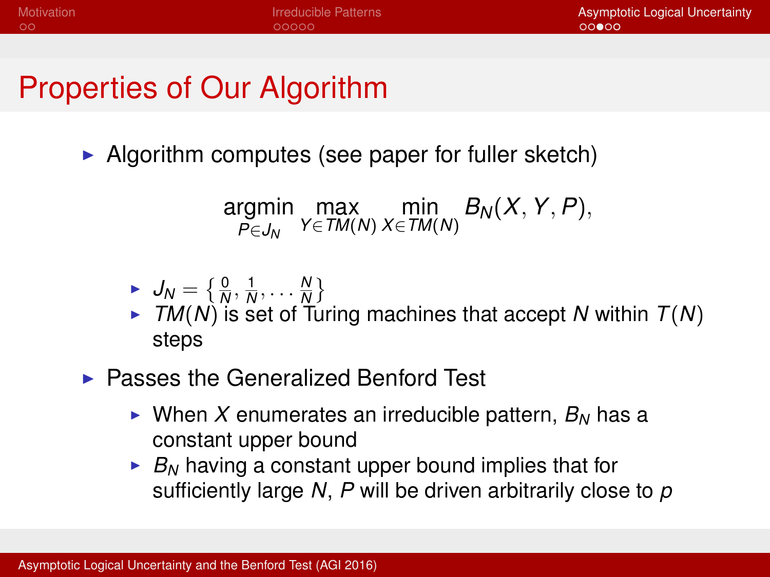# Properties of Our Algorithm

- Algorithm computes (see paper for fuller sketch)

$$\underset{P \in J_N}{\operatorname{argmin}} \max_{Y \in TM(N)} \min_{X \in TM(N)} B_N(X, Y, P),$$

  - $J_N = \left\{\frac{0}{N}, \frac{1}{N}, \ldots \frac{N}{N}\right\}$
  - $TM(N)$ is set of Turing machines that accept $N$ within $T(N)$ steps
- Passes the Generalized Benford Test
  - When $X$ enumerates an irreducible pattern, $B_N$ has a constant upper bound
  - $B_N$ having a constant upper bound implies that for sufficiently large $N$, $P$ will be driven arbitrarily close to $p$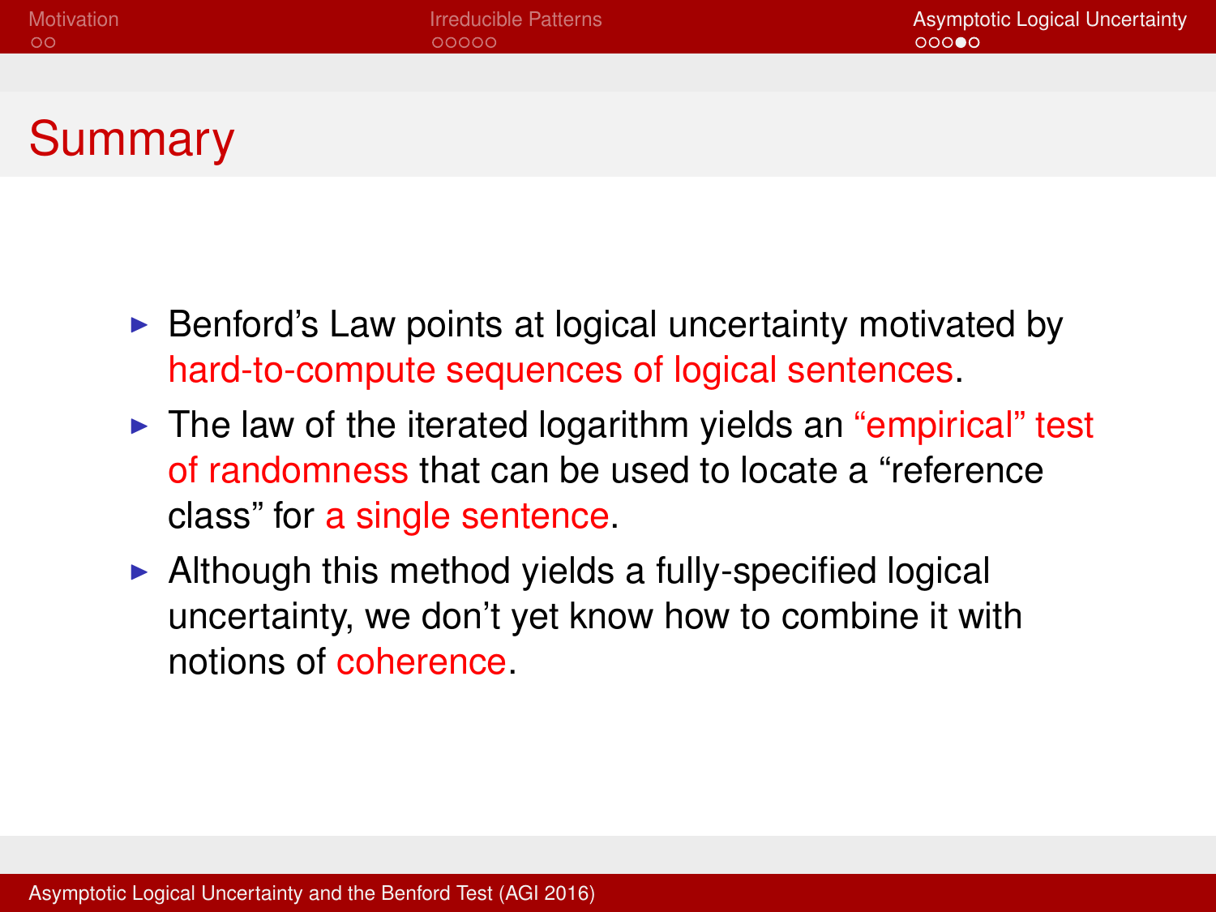# Summary

- Benford's Law points at logical uncertainty motivated by hard-to-compute sequences of logical sentences.
- The law of the iterated logarithm yields an "empirical" test of randomness that can be used to locate a "reference class" for a single sentence.
- Although this method yields a fully-specified logical uncertainty, we don't yet know how to combine it with notions of coherence.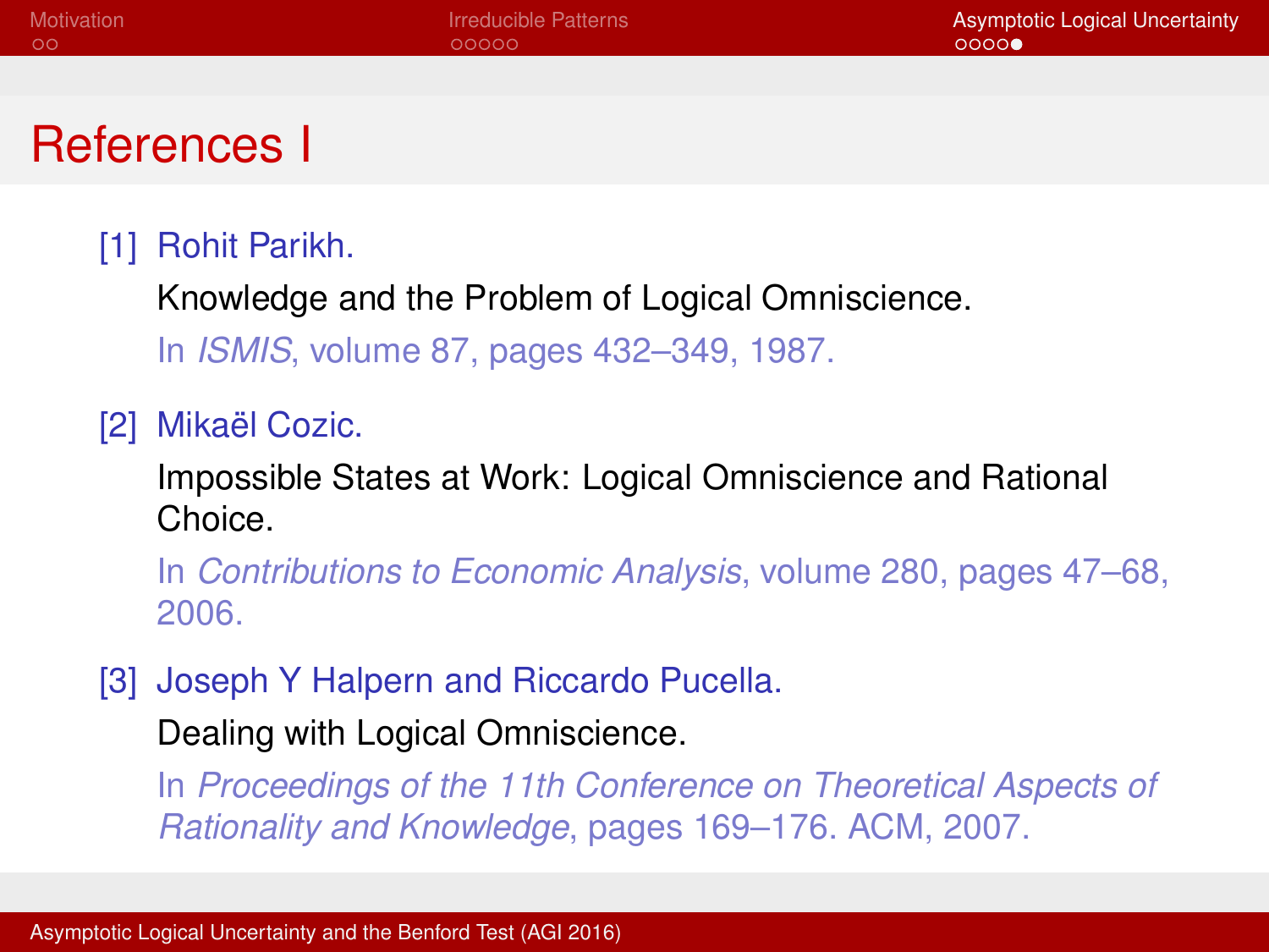# References I

[1] Rohit Parikh.
Knowledge and the Problem of Logical Omniscience.
In *ISMIS*, volume 87, pages 432–349, 1987.

[2] Mikaël Cozic.
Impossible States at Work: Logical Omniscience and Rational Choice.
In *Contributions to Economic Analysis*, volume 280, pages 47–68, 2006.

[3] Joseph Y Halpern and Riccardo Pucella.
Dealing with Logical Omniscience.
In *Proceedings of the 11th Conference on Theoretical Aspects of Rationality and Knowledge*, pages 169–176. ACM, 2007.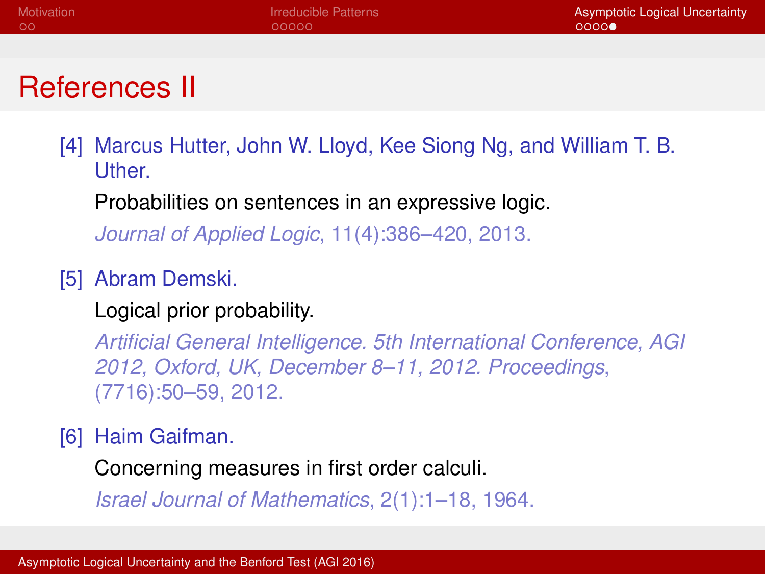# References II

[4] Marcus Hutter, John W. Lloyd, Kee Siong Ng, and William T. B. Uther.
Probabilities on sentences in an expressive logic.
*Journal of Applied Logic*, 11(4):386–420, 2013.

[5] Abram Demski.
Logical prior probability.
*Artificial General Intelligence. 5th International Conference, AGI 2012, Oxford, UK, December 8–11, 2012. Proceedings*, (7716):50–59, 2012.

[6] Haim Gaifman.
Concerning measures in first order calculi.
*Israel Journal of Mathematics*, 2(1):1–18, 1964.